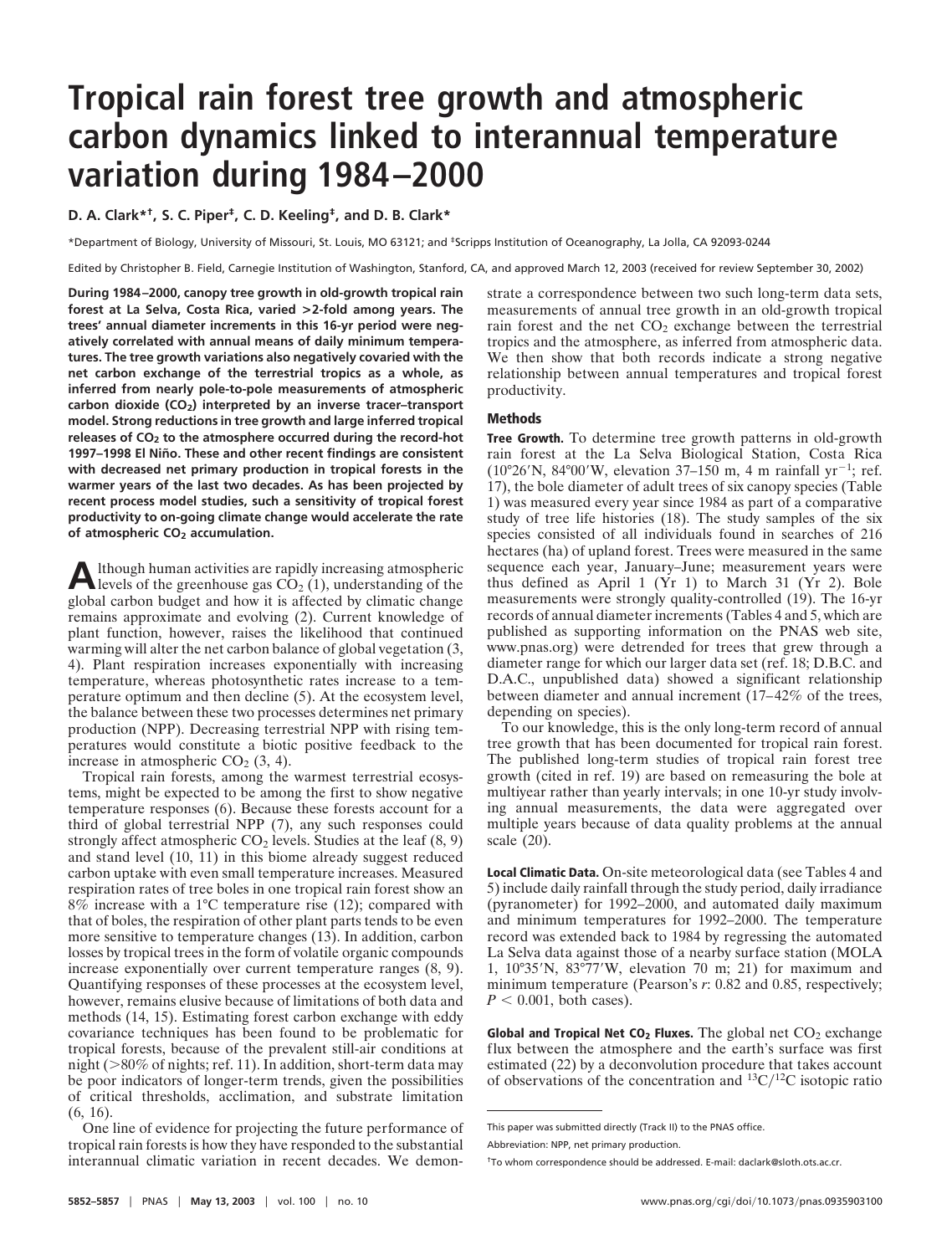# Tropical rain forest tree growth and atmospheric carbon dynamics linked to interannual temperature variation during 1984–2000

**D. A. Clark*[†], S. C. Piper[‡], C. D. Keeling[‡], and D. B. Clark***

*Department of Biology, University of Missouri, St. Louis, MO 63121; and [‡]Scripps Institution of Oceanography, La Jolla, CA 92093-0244

Edited by Christopher B. Field, Carnegie Institution of Washington, Stanford, CA, and approved March 12, 2003 (received for review September 30, 2002)

**During 1984–2000, canopy tree growth in old-growth tropical rain forest at La Selva, Costa Rica, varied >2-fold among years. The trees' annual diameter increments in this 16-yr period were negatively correlated with annual means of daily minimum temperatures. The tree growth variations also negatively covaried with the net carbon exchange of the terrestrial tropics as a whole, as inferred from nearly pole-to-pole measurements of atmospheric carbon dioxide ($CO_2$) interpreted by an inverse tracer–transport model. Strong reductions in tree growth and large inferred tropical releases of $CO_2$ to the atmosphere occurred during the record-hot 1997–1998 El Niño. These and other recent findings are consistent with decreased net primary production in tropical forests in the warmer years of the last two decades. As has been projected by recent process model studies, such a sensitivity of tropical forest productivity to on-going climate change would accelerate the rate of atmospheric $CO_2$ accumulation.**

Although human activities are rapidly increasing atmospheric levels of the greenhouse gas $CO_2$ (1), understanding of the global carbon budget and how it is affected by climatic change remains approximate and evolving (2). Current knowledge of plant function, however, raises the likelihood that continued warming will alter the net carbon balance of global vegetation (3, 4). Plant respiration increases exponentially with increasing temperature, whereas photosynthetic rates increase to a temperature optimum and then decline (5). At the ecosystem level, the balance between these two processes determines net primary production (NPP). Decreasing terrestrial NPP with rising temperatures would constitute a biotic positive feedback to the increase in atmospheric $CO_2$ (3, 4).

Tropical rain forests, among the warmest terrestrial ecosystems, might be expected to be among the first to show negative temperature responses (6). Because these forests account for a third of global terrestrial NPP (7), any such responses could strongly affect atmospheric $CO_2$ levels. Studies at the leaf (8, 9) and stand level (10, 11) in this biome already suggest reduced carbon uptake with even small temperature increases. Measured respiration rates of tree boles in one tropical rain forest show an 8% increase with a 1°C temperature rise (12); compared with that of boles, the respiration of other plant parts tends to be even more sensitive to temperature changes (13). In addition, carbon losses by tropical trees in the form of volatile organic compounds increase exponentially over current temperature ranges (8, 9). Quantifying responses of these processes at the ecosystem level, however, remains elusive because of limitations of both data and methods (14, 15). Estimating forest carbon exchange with eddy covariance techniques has been found to be problematic for tropical forests, because of the prevalent still-air conditions at night (>80% of nights; ref. 11). In addition, short-term data may be poor indicators of longer-term trends, given the possibilities of critical thresholds, acclimation, and substrate limitation (6, 16).

One line of evidence for projecting the future performance of tropical rain forests is how they have responded to the substantial interannual climatic variation in recent decades. We demonstrate a correspondence between two such long-term data sets, measurements of annual tree growth in an old-growth tropical rain forest and the net $CO_2$ exchange between the terrestrial tropics and the atmosphere, as inferred from atmospheric data. We then show that both records indicate a strong negative relationship between annual temperatures and tropical forest productivity.

## Methods

**Tree Growth.** To determine tree growth patterns in old-growth rain forest at the La Selva Biological Station, Costa Rica (10°26′N, 84°00′W, elevation 37–150 m, 4 m rainfall $yr^{-1}$; ref. 17), the bole diameter of adult trees of six canopy species (Table 1) was measured every year since 1984 as part of a comparative study of tree life histories (18). The study samples of the six species consisted of all individuals found in searches of 216 hectares (ha) of upland forest. Trees were measured in the same sequence each year, January–June; measurement years were thus defined as April 1 (Yr 1) to March 31 (Yr 2). Bole measurements were strongly quality-controlled (19). The 16-yr records of annual diameter increments (Tables 4 and 5, which are published as supporting information on the PNAS web site, www.pnas.org) were detrended for trees that grew through a diameter range for which our larger data set (ref. 18; D.B.C. and D.A.C., unpublished data) showed a significant relationship between diameter and annual increment (17–42% of the trees, depending on species).

To our knowledge, this is the only long-term record of annual tree growth that has been documented for tropical rain forest. The published long-term studies of tropical rain forest tree growth (cited in ref. 19) are based on remeasuring the bole at multiyear rather than yearly intervals; in one 10-yr study involving annual measurements, the data were aggregated over multiple years because of data quality problems at the annual scale (20).

**Local Climatic Data.** On-site meteorological data (see Tables 4 and 5) include daily rainfall through the study period, daily irradiance (pyranometer) for 1992–2000, and automated daily maximum and minimum temperatures for 1992–2000. The temperature record was extended back to 1984 by regressing the automated La Selva data against those of a nearby surface station (MOLA 1, 10°35′N, 83°77′W, elevation 70 m; 21) for maximum and minimum temperature (Pearson's $r$: 0.82 and 0.85, respectively; $P < 0.001$, both cases).

**Global and Tropical Net $CO_2$ Fluxes.** The global net $CO_2$ exchange flux between the atmosphere and the earth's surface was first estimated (22) by a deconvolution procedure that takes account of observations of the concentration and $^{13}C/^{12}C$ isotopic ratio

This paper was submitted directly (Track II) to the PNAS office.

Abbreviation: NPP, net primary production.

[†]To whom correspondence should be addressed. E-mail: daclark@sloth.ots.ac.cr.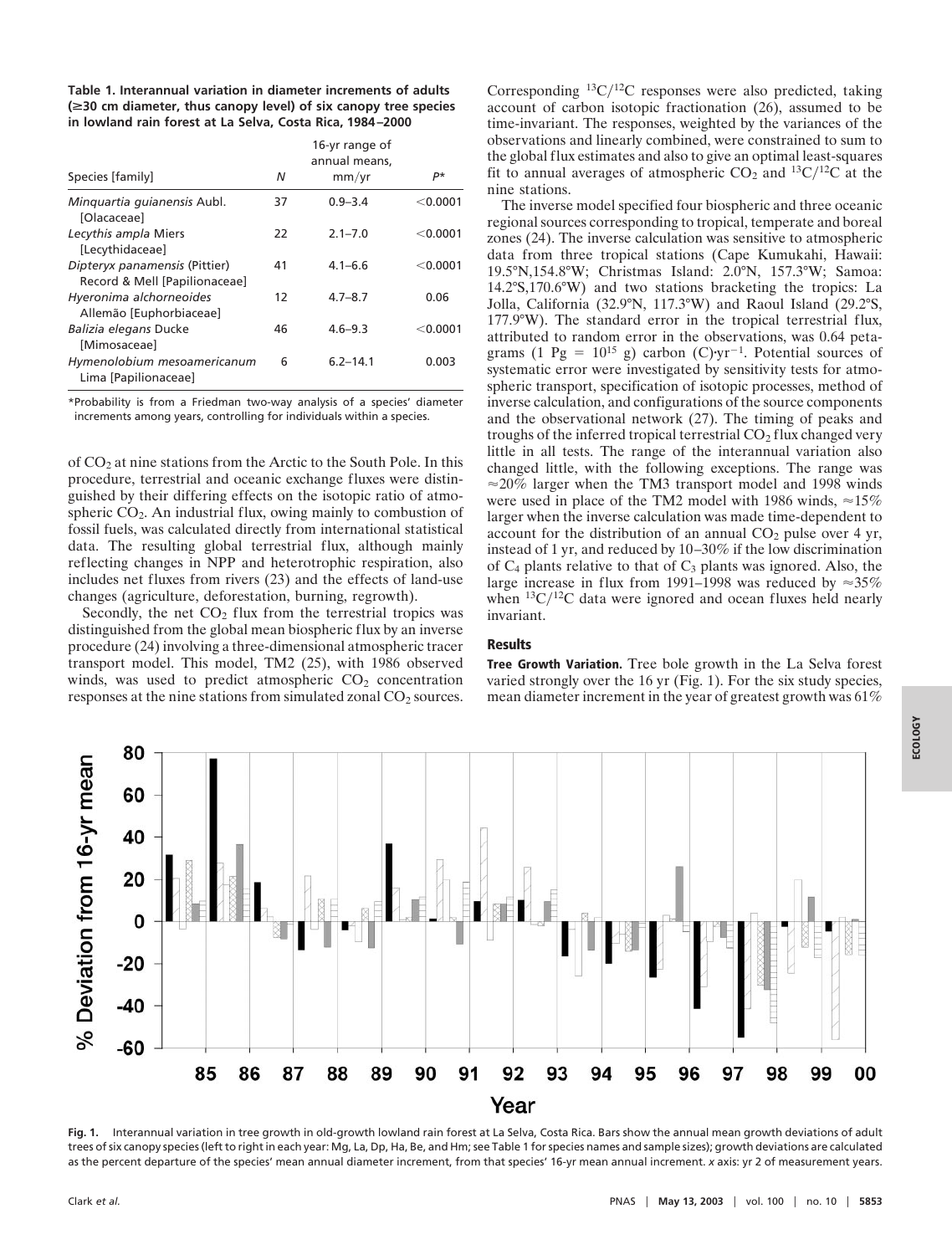**Table 1. Interannual variation in diameter increments of adults (≥30 cm diameter, thus canopy level) of six canopy tree species in lowland rain forest at La Selva, Costa Rica, 1984–2000**

| Species [family] | N | 16-yr range of annual means, mm/yr | P* |
|---|---|---|---|
| *Minquartia guianensis* Aubl. [Olacaceae] | 37 | 0.9–3.4 | <0.0001 |
| *Lecythis ampla* Miers [Lecythidaceae] | 22 | 2.1–7.0 | <0.0001 |
| *Dipteryx panamensis* (Pittier) Record & Mell [Papilionaceae] | 41 | 4.1–6.6 | <0.0001 |
| *Hyeronima alchorneoides* Allemão [Euphorbiaceae] | 12 | 4.7–8.7 | 0.06 |
| *Balizia elegans* Ducke [Mimosaceae] | 46 | 4.6–9.3 | <0.0001 |
| *Hymenolobium mesoamericanum* Lima [Papilionaceae] | 6 | 6.2–14.1 | 0.003 |

*Probability is from a Friedman two-way analysis of a species' diameter increments among years, controlling for individuals within a species.

of $CO_2$ at nine stations from the Arctic to the South Pole. In this procedure, terrestrial and oceanic exchange fluxes were distinguished by their differing effects on the isotopic ratio of atmospheric $CO_2$. An industrial flux, owing mainly to combustion of fossil fuels, was calculated directly from international statistical data. The resulting global terrestrial flux, although mainly reflecting changes in NPP and heterotrophic respiration, also includes net fluxes from rivers (23) and the effects of land-use changes (agriculture, deforestation, burning, regrowth).

Secondly, the net $CO_2$ flux from the terrestrial tropics was distinguished from the global mean biospheric flux by an inverse procedure (24) involving a three-dimensional atmospheric tracer transport model. This model, TM2 (25), with 1986 observed winds, was used to predict atmospheric $CO_2$ concentration responses at the nine stations from simulated zonal $CO_2$ sources. Corresponding $^{13}C/^{12}C$ responses were also predicted, taking account of carbon isotopic fractionation (26), assumed to be time-invariant. The responses, weighted by the variances of the observations and linearly combined, were constrained to sum to the global flux estimates and also to give an optimal least-squares fit to annual averages of atmospheric $CO_2$ and $^{13}C/^{12}C$ at the nine stations.

The inverse model specified four biospheric and three oceanic regional sources corresponding to tropical, temperate and boreal zones (24). The inverse calculation was sensitive to atmospheric data from three tropical stations (Cape Kumukahi, Hawaii: 19.5°N,154.8°W; Christmas Island: 2.0°N, 157.3°W; Samoa: 14.2°S,170.6°W) and two stations bracketing the tropics: La Jolla, California (32.9°N, 117.3°W) and Raoul Island (29.2°S, 177.9°W). The standard error in the tropical terrestrial flux, attributed to random error in the observations, was 0.64 petagrams (1 Pg = $10^{15}$ g) carbon (C)·yr$^{-1}$. Potential sources of systematic error were investigated by sensitivity tests for atmospheric transport, specification of isotopic processes, method of inverse calculation, and configurations of the source components and the observational network (27). The timing of peaks and troughs of the inferred tropical terrestrial $CO_2$ flux changed very little in all tests. The range of the interannual variation also changed little, with the following exceptions. The range was ≈20% larger when the TM3 transport model and 1998 winds were used in place of the TM2 model with 1986 winds, ≈15% larger when the inverse calculation was made time-dependent to account for the distribution of an annual $CO_2$ pulse over 4 yr, instead of 1 yr, and reduced by 10–30% if the low discrimination of $C_4$ plants relative to that of $C_3$ plants was ignored. Also, the large increase in flux from 1991–1998 was reduced by ≈35% when $^{13}C/^{12}C$ data were ignored and ocean fluxes held nearly invariant.

## Results

**Tree Growth Variation.** Tree bole growth in the La Selva forest varied strongly over the 16 yr (Fig. 1). For the six study species, mean diameter increment in the year of greatest growth was 61%

**Fig. 1.** Interannual variation in tree growth in old-growth lowland rain forest at La Selva, Costa Rica. Bars show the annual mean growth deviations of adult trees of six canopy species (left to right in each year: Mg, La, Dp, Ha, Be, and Hm; see Table 1 for species names and sample sizes); growth deviations are calculated as the percent departure of the species' mean annual diameter increment, from that species' 16-yr mean annual increment. *x* axis: yr 2 of measurement years.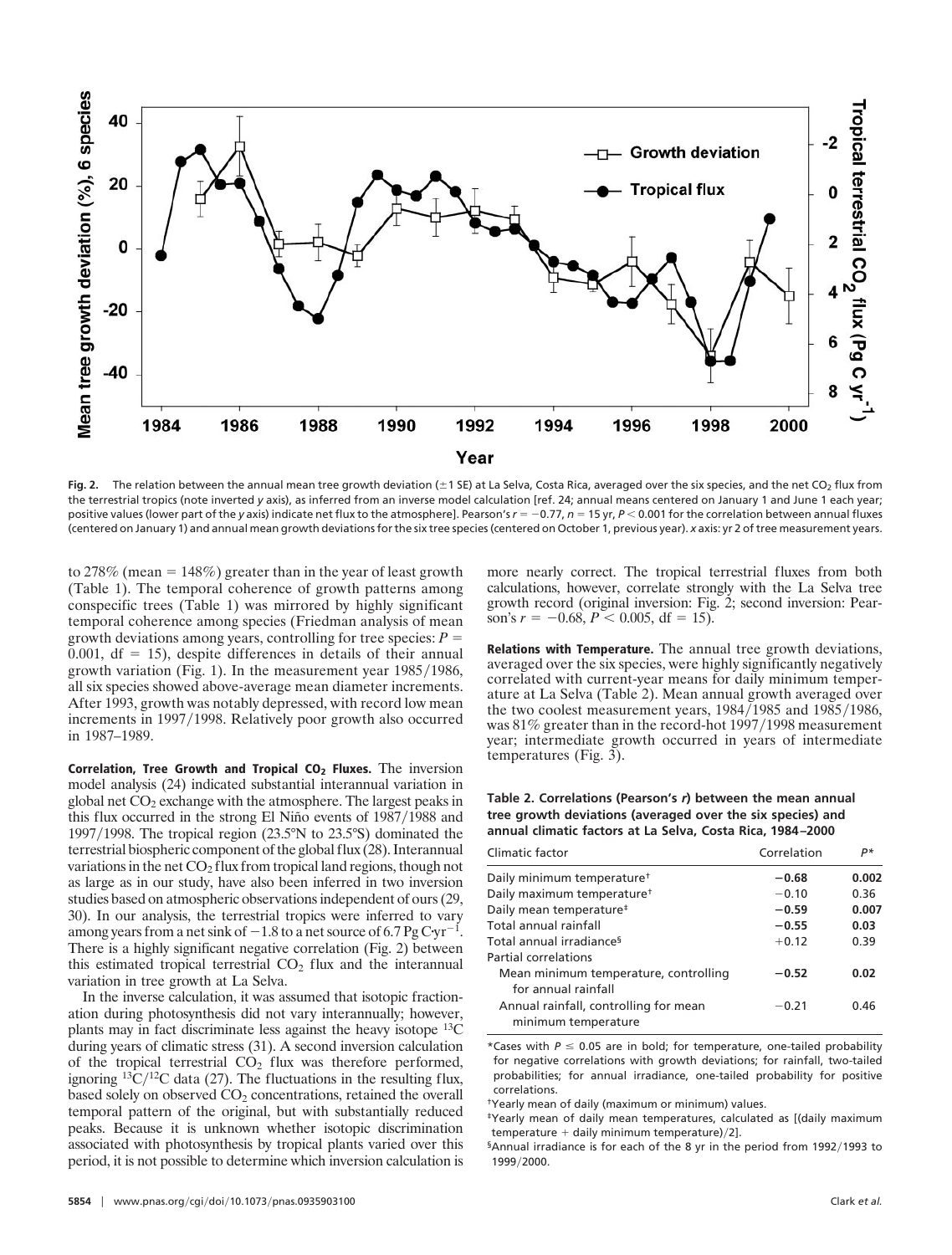Fig. 2. The relation between the annual mean tree growth deviation (±1 SE) at La Selva, Costa Rica, averaged over the six species, and the net $CO_2$ flux from the terrestrial tropics (note inverted *y* axis), as inferred from an inverse model calculation [ref. 24; annual means centered on January 1 and June 1 each year; positive values (lower part of the *y* axis) indicate net flux to the atmosphere]. Pearson's $r = -0.77$, $n = 15$ yr, $P < 0.001$ for the correlation between annual fluxes (centered on January 1) and annual mean growth deviations for the six tree species (centered on October 1, previous year). *x* axis: yr 2 of tree measurement years.

to 278% (mean = 148%) greater than in the year of least growth (Table 1). The temporal coherence of growth patterns among conspecific trees (Table 1) was mirrored by highly significant temporal coherence among species (Friedman analysis of mean growth deviations among years, controlling for tree species: $P = 0.001$, df = 15), despite differences in details of their annual growth variation (Fig. 1). In the measurement year 1985/1986, all six species showed above-average mean diameter increments. After 1993, growth was notably depressed, with record low mean increments in 1997/1998. Relatively poor growth also occurred in 1987–1989.

**Correlation, Tree Growth and Tropical $CO_2$ Fluxes.** The inversion model analysis (24) indicated substantial interannual variation in global net $CO_2$ exchange with the atmosphere. The largest peaks in this flux occurred in the strong El Niño events of 1987/1988 and 1997/1998. The tropical region (23.5°N to 23.5°S) dominated the terrestrial biospheric component of the global flux (28). Interannual variations in the net $CO_2$ flux from tropical land regions, though not as large as in our study, have also been inferred in two inversion studies based on atmospheric observations independent of ours (29, 30). In our analysis, the terrestrial tropics were inferred to vary among years from a net sink of −1.8 to a net source of 6.7 Pg C·yr$^{-1}$. There is a highly significant negative correlation (Fig. 2) between this estimated tropical terrestrial $CO_2$ flux and the interannual variation in tree growth at La Selva.

In the inverse calculation, it was assumed that isotopic fractionation during photosynthesis did not vary interannually; however, plants may in fact discriminate less against the heavy isotope $^{13}C$ during years of climatic stress (31). A second inversion calculation of the tropical terrestrial $CO_2$ flux was therefore performed, ignoring $^{13}C/^{12}C$ data (27). The fluctuations in the resulting flux, based solely on observed $CO_2$ concentrations, retained the overall temporal pattern of the original, but with substantially reduced peaks. Because it is unknown whether isotopic discrimination associated with photosynthesis by tropical plants varied over this period, it is not possible to determine which inversion calculation is more nearly correct. The tropical terrestrial fluxes from both calculations, however, correlate strongly with the La Selva tree growth record (original inversion: Fig. 2; second inversion: Pearson's $r = -0.68$, $P < 0.005$, df = 15).

**Relations with Temperature.** The annual tree growth deviations, averaged over the six species, were highly significantly negatively correlated with current-year means for daily minimum temperature at La Selva (Table 2). Mean annual growth averaged over the two coolest measurement years, 1984/1985 and 1985/1986, was 81% greater than in the record-hot 1997/1998 measurement year; intermediate growth occurred in years of intermediate temperatures (Fig. 3).

**Table 2. Correlations (Pearson's *r*) between the mean annual tree growth deviations (averaged over the six species) and annual climatic factors at La Selva, Costa Rica, 1984–2000**

| Climatic factor | Correlation | $P$* |
|---|---|---|
| Daily minimum temperature† | **−0.68** | **0.002** |
| Daily maximum temperature† | −0.10 | 0.36 |
| Daily mean temperature‡ | **−0.59** | **0.007** |
| Total annual rainfall | **−0.55** | **0.03** |
| Total annual irradiance§ | +0.12 | 0.39 |
| Partial correlations | | |
| Mean minimum temperature, controlling for annual rainfall | **−0.52** | **0.02** |
| Annual rainfall, controlling for mean minimum temperature | −0.21 | 0.46 |

*Cases with $P \leq 0.05$ are in bold; for temperature, one-tailed probability for negative correlations with growth deviations; for rainfall, two-tailed probabilities; for annual irradiance, one-tailed probability for positive correlations.

†Yearly mean of daily (maximum or minimum) values.

‡Yearly mean of daily mean temperatures, calculated as [(daily maximum temperature + daily minimum temperature)/2].

§Annual irradiance is for each of the 8 yr in the period from 1992/1993 to 1999/2000.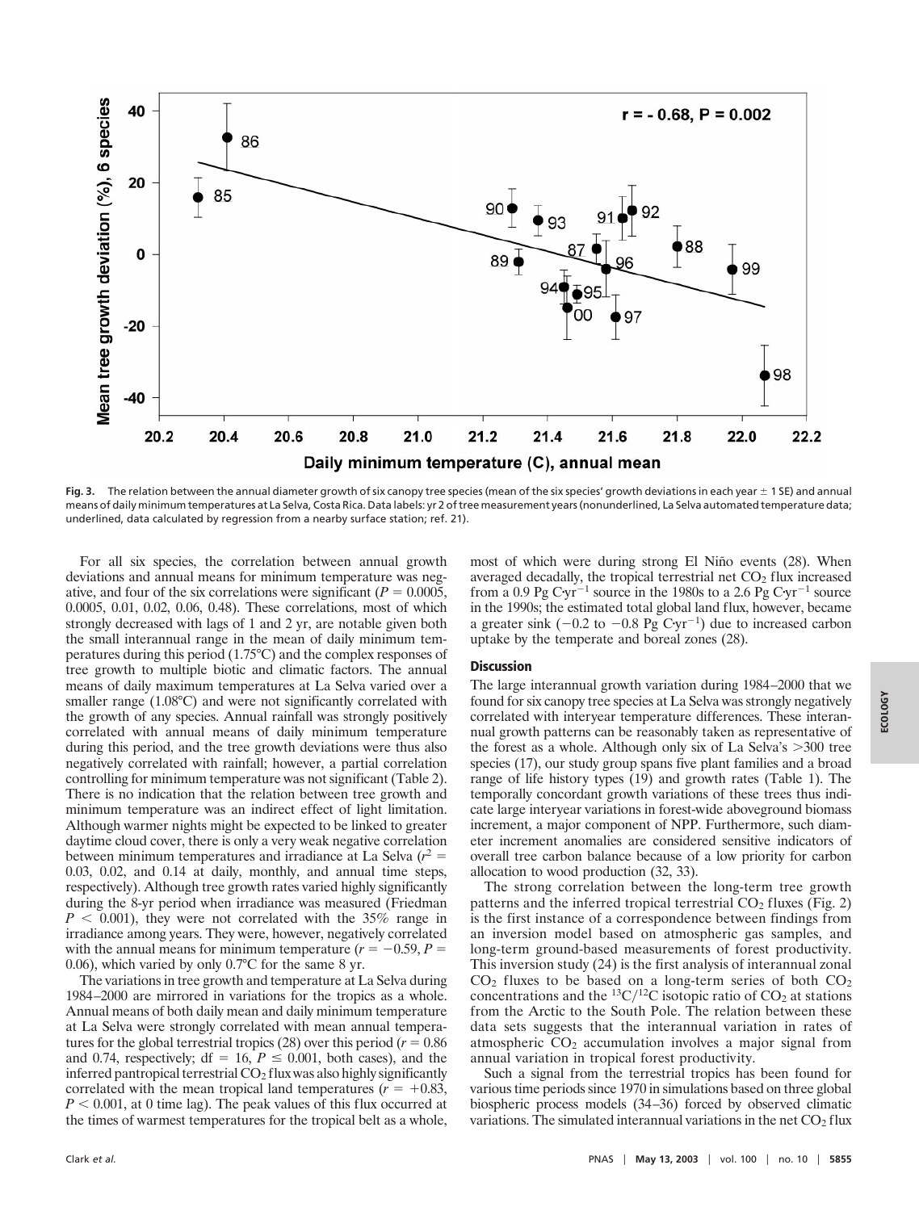**Fig. 3.** The relation between the annual diameter growth of six canopy tree species (mean of the six species' growth deviations in each year ± 1 SE) and annual means of daily minimum temperatures at La Selva, Costa Rica. Data labels: yr 2 of tree measurement years (nonunderlined, La Selva automated temperature data; underlined, data calculated by regression from a nearby surface station; ref. 21).

For all six species, the correlation between annual growth deviations and annual means for minimum temperature was negative, and four of the six correlations were significant ($P = 0.0005$, 0.0005, 0.01, 0.02, 0.06, 0.48). These correlations, most of which strongly decreased with lags of 1 and 2 yr, are notable given both the small interannual range in the mean of daily minimum temperatures during this period (1.75°C) and the complex responses of tree growth to multiple biotic and climatic factors. The annual means of daily maximum temperatures at La Selva varied over a smaller range (1.08°C) and were not significantly correlated with the growth of any species. Annual rainfall was strongly positively correlated with annual means of daily minimum temperature during this period, and the tree growth deviations were thus also negatively correlated with rainfall; however, a partial correlation controlling for minimum temperature was not significant (Table 2). There is no indication that the relation between tree growth and minimum temperature was an indirect effect of light limitation. Although warmer nights might be expected to be linked to greater daytime cloud cover, there is only a very weak negative correlation between minimum temperatures and irradiance at La Selva ($r^2 = 0.03$, 0.02, and 0.14 at daily, monthly, and annual time steps, respectively). Although tree growth rates varied highly significantly during the 8-yr period when irradiance was measured (Friedman $P < 0.001$), they were not correlated with the 35% range in irradiance among years. They were, however, negatively correlated with the annual means for minimum temperature ($r = -0.59$, $P = 0.06$), which varied by only 0.7°C for the same 8 yr.

The variations in tree growth and temperature at La Selva during 1984–2000 are mirrored in variations for the tropics as a whole. Annual means of both daily mean and daily minimum temperature at La Selva were strongly correlated with mean annual temperatures for the global terrestrial tropics (28) over this period ($r = 0.86$ and 0.74, respectively; df = 16, $P \leq 0.001$, both cases), and the inferred pantropical terrestrial $CO_2$ flux was also highly significantly correlated with the mean tropical land temperatures ($r = +0.83$, $P < 0.001$, at 0 time lag). The peak values of this flux occurred at the times of warmest temperatures for the tropical belt as a whole, most of which were during strong El Niño events (28). When averaged decadally, the tropical terrestrial net $CO_2$ flux increased from a 0.9 Pg C·yr$^{-1}$ source in the 1980s to a 2.6 Pg C·yr$^{-1}$ source in the 1990s; the estimated total global land flux, however, became a greater sink (−0.2 to −0.8 Pg C·yr$^{-1}$) due to increased carbon uptake by the temperate and boreal zones (28).

## Discussion

The large interannual growth variation during 1984–2000 that we found for six canopy tree species at La Selva was strongly negatively correlated with interyear temperature differences. These interannual growth patterns can be reasonably taken as representative of the forest as a whole. Although only six of La Selva's >300 tree species (17), our study group spans five plant families and a broad range of life history types (19) and growth rates (Table 1). The temporally concordant growth variations of these trees thus indicate large interyear variations in forest-wide aboveground biomass increment, a major component of NPP. Furthermore, such diameter increment anomalies are considered sensitive indicators of overall tree carbon balance because of a low priority for carbon allocation to wood production (32, 33).

The strong correlation between the long-term tree growth patterns and the inferred tropical terrestrial $CO_2$ fluxes (Fig. 2) is the first instance of a correspondence between findings from an inversion model based on atmospheric gas samples, and long-term ground-based measurements of forest productivity. This inversion study (24) is the first analysis of interannual zonal $CO_2$ fluxes to be based on a long-term series of both $CO_2$ concentrations and the $^{13}C/^{12}C$ isotopic ratio of $CO_2$ at stations from the Arctic to the South Pole. The relation between these data sets suggests that the interannual variation in rates of atmospheric $CO_2$ accumulation involves a major signal from annual variation in tropical forest productivity.

Such a signal from the terrestrial tropics has been found for various time periods since 1970 in simulations based on three global biospheric process models (34–36) forced by observed climatic variations. The simulated interannual variations in the net $CO_2$ flux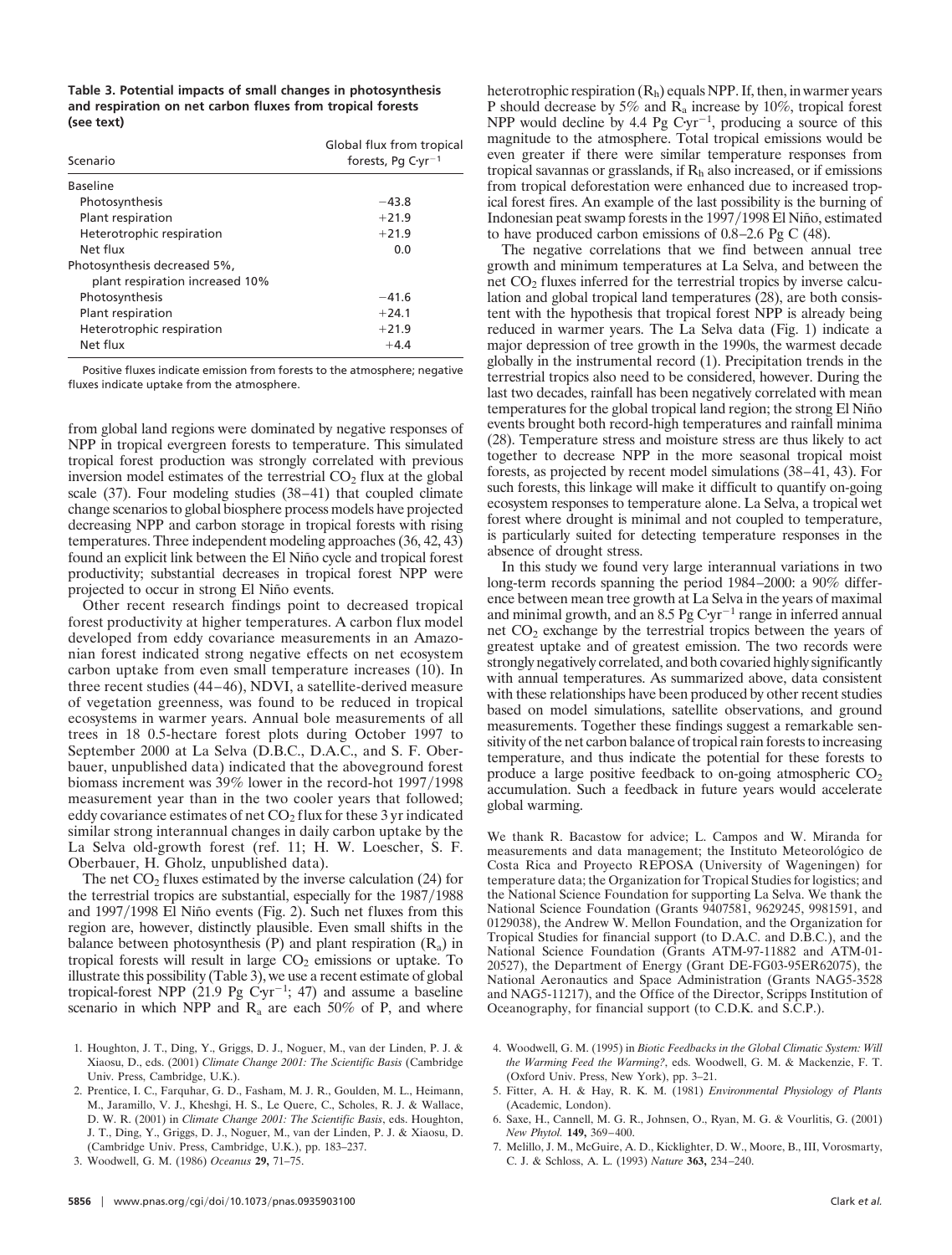**Table 3. Potential impacts of small changes in photosynthesis and respiration on net carbon fluxes from tropical forests (see text)**

| Scenario | Global flux from tropical forests, Pg C·yr$^{-1}$ |
|---|---|
| Baseline | |
| Photosynthesis | −43.8 |
| Plant respiration | +21.9 |
| Heterotrophic respiration | +21.9 |
| Net flux | 0.0 |
| Photosynthesis decreased 5%, plant respiration increased 10% | |
| Photosynthesis | −41.6 |
| Plant respiration | +24.1 |
| Heterotrophic respiration | +21.9 |
| Net flux | +4.4 |

Positive fluxes indicate emission from forests to the atmosphere; negative fluxes indicate uptake from the atmosphere.

from global land regions were dominated by negative responses of NPP in tropical evergreen forests to temperature. This simulated tropical forest production was strongly correlated with previous inversion model estimates of the terrestrial $CO_2$ flux at the global scale (37). Four modeling studies (38–41) that coupled climate change scenarios to global biosphere process models have projected decreasing NPP and carbon storage in tropical forests with rising temperatures. Three independent modeling approaches (36, 42, 43) found an explicit link between the El Niño cycle and tropical forest productivity; substantial decreases in tropical forest NPP were projected to occur in strong El Niño events.

Other recent research findings point to decreased tropical forest productivity at higher temperatures. A carbon flux model developed from eddy covariance measurements in an Amazonian forest indicated strong negative effects on net ecosystem carbon uptake from even small temperature increases (10). In three recent studies (44–46), NDVI, a satellite-derived measure of vegetation greenness, was found to be reduced in tropical ecosystems in warmer years. Annual bole measurements of all trees in 18 0.5-hectare forest plots during October 1997 to September 2000 at La Selva (D.B.C., D.A.C., and S. F. Oberbauer, unpublished data) indicated that the aboveground forest biomass increment was 39% lower in the record-hot 1997/1998 measurement year than in the two cooler years that followed; eddy covariance estimates of net $CO_2$ flux for these 3 yr indicated similar strong interannual changes in daily carbon uptake by the La Selva old-growth forest (ref. 11; H. W. Loescher, S. F. Oberbauer, H. Gholz, unpublished data).

The net $CO_2$ fluxes estimated by the inverse calculation (24) for the terrestrial tropics are substantial, especially for the 1987/1988 and 1997/1998 El Niño events (Fig. 2). Such net fluxes from this region are, however, distinctly plausible. Even small shifts in the balance between photosynthesis (P) and plant respiration ($R_a$) in tropical forests will result in large $CO_2$ emissions or uptake. To illustrate this possibility (Table 3), we use a recent estimate of global tropical-forest NPP (21.9 Pg C·yr$^{-1}$; 47) and assume a baseline scenario in which NPP and $R_a$ are each 50% of P, and where heterotrophic respiration ($R_h$) equals NPP. If, then, in warmer years P should decrease by 5% and $R_a$ increase by 10%, tropical forest NPP would decline by 4.4 Pg C·yr$^{-1}$, producing a source of this magnitude to the atmosphere. Total tropical emissions would be even greater if there were similar temperature responses from tropical savannas or grasslands, if $R_h$ also increased, or if emissions from tropical deforestation were enhanced due to increased tropical forest fires. An example of the last possibility is the burning of Indonesian peat swamp forests in the 1997/1998 El Niño, estimated to have produced carbon emissions of 0.8–2.6 Pg C (48).

The negative correlations that we find between annual tree growth and minimum temperatures at La Selva, and between the net $CO_2$ fluxes inferred for the terrestrial tropics by inverse calculation and global tropical land temperatures (28), are both consistent with the hypothesis that tropical forest NPP is already being reduced in warmer years. The La Selva data (Fig. 1) indicate a major depression of tree growth in the 1990s, the warmest decade globally in the instrumental record (1). Precipitation trends in the terrestrial tropics also need to be considered, however. During the last two decades, rainfall has been negatively correlated with mean temperatures for the global tropical land region; the strong El Niño events brought both record-high temperatures and rainfall minima (28). Temperature stress and moisture stress are thus likely to act together to decrease NPP in the more seasonal tropical moist forests, as projected by recent model simulations (38–41, 43). For such forests, this linkage will make it difficult to quantify on-going ecosystem responses to temperature alone. La Selva, a tropical wet forest where drought is minimal and not coupled to temperature, is particularly suited for detecting temperature responses in the absence of drought stress.

In this study we found very large interannual variations in two long-term records spanning the period 1984–2000: a 90% difference between mean tree growth at La Selva in the years of maximal and minimal growth, and an 8.5 Pg C·yr$^{-1}$ range in inferred annual net $CO_2$ exchange by the terrestrial tropics between the years of greatest uptake and of greatest emission. The two records were strongly negatively correlated, and both covaried highly significantly with annual temperatures. As summarized above, data consistent with these relationships have been produced by other recent studies based on model simulations, satellite observations, and ground measurements. Together these findings suggest a remarkable sensitivity of the net carbon balance of tropical rain forests to increasing temperature, and thus indicate the potential for these forests to produce a large positive feedback to on-going atmospheric $CO_2$ accumulation. Such a feedback in future years would accelerate global warming.

We thank R. Bacastow for advice; L. Campos and W. Miranda for measurements and data management; the Instituto Meteorológico de Costa Rica and Proyecto REPOSA (University of Wageningen) for temperature data; the Organization for Tropical Studies for logistics; and the National Science Foundation for supporting La Selva. We thank the National Science Foundation (Grants 9407581, 9629245, 9981591, and 0129038), the Andrew W. Mellon Foundation, and the Organization for Tropical Studies for financial support (to D.A.C. and D.B.C.), and the National Science Foundation (Grants ATM-97-11882 and ATM-01-20527), the Department of Energy (Grant DE-FG03-95ER62075), the National Aeronautics and Space Administration (Grants NAG5-3528 and NAG5-11217), and the Office of the Director, Scripps Institution of Oceanography, for financial support (to C.D.K. and S.C.P.).

1. Houghton, J. T., Ding, Y., Griggs, D. J., Noguer, M., van der Linden, P. J. & Xiaosu, D., eds. (2001) *Climate Change 2001: The Scientific Basis* (Cambridge Univ. Press, Cambridge, U.K.).
2. Prentice, I. C., Farquhar, G. D., Fasham, M. J. R., Goulden, M. L., Heimann, M., Jaramillo, V. J., Kheshgi, H. S., Le Quere, C., Scholes, R. J. & Wallace, D. W. R. (2001) in *Climate Change 2001: The Scientific Basis*, eds. Houghton, J. T., Ding, Y., Griggs, D. J., Noguer, M., van der Linden, P. J. & Xiaosu, D. (Cambridge Univ. Press, Cambridge, U.K.), pp. 183–237.
3. Woodwell, G. M. (1986) *Oceanus* **29,** 71–75.
4. Woodwell, G. M. (1995) in *Biotic Feedbacks in the Global Climatic System: Will the Warming Feed the Warming?*, eds. Woodwell, G. M. & Mackenzie, F. T. (Oxford Univ. Press, New York), pp. 3–21.
5. Fitter, A. H. & Hay, R. K. M. (1981) *Environmental Physiology of Plants* (Academic, London).
6. Saxe, H., Cannell, M. G. R., Johnsen, O., Ryan, M. G. & Vourlitis, G. (2001) *New Phytol.* **149,** 369–400.
7. Melillo, J. M., McGuire, A. D., Kicklighter, D. W., Moore, B., III, Vorosmarty, C. J. & Schloss, A. L. (1993) *Nature* **363,** 234–240.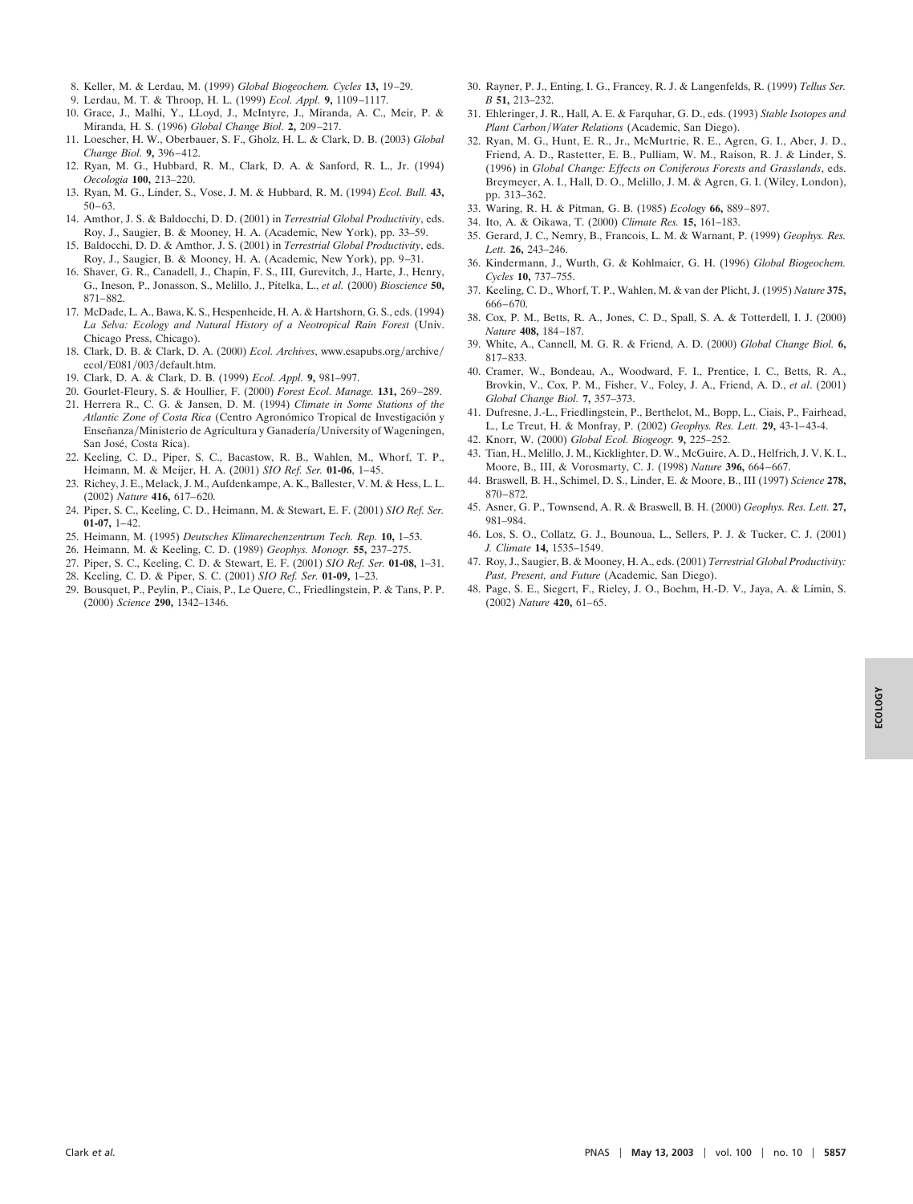8. Keller, M. & Lerdau, M. (1999) *Global Biogeochem. Cycles* **13,** 19–29.
9. Lerdau, M. T. & Throop, H. L. (1999) *Ecol. Appl.* **9,** 1109–1117.
10. Grace, J., Malhi, Y., LLoyd, J., McIntyre, J., Miranda, A. C., Meir, P. & Miranda, H. S. (1996) *Global Change Biol.* **2,** 209–217.
11. Loescher, H. W., Oberbauer, S. F., Gholz, H. L. & Clark, D. B. (2003) *Global Change Biol.* **9,** 396–412.
12. Ryan, M. G., Hubbard, R. M., Clark, D. A. & Sanford, R. L., Jr. (1994) *Oecologia* **100,** 213–220.
13. Ryan, M. G., Linder, S., Vose, J. M. & Hubbard, R. M. (1994) *Ecol. Bull.* **43,** 50–63.
14. Amthor, J. S. & Baldocchi, D. D. (2001) in *Terrestrial Global Productivity*, eds. Roy, J., Saugier, B. & Mooney, H. A. (Academic, New York), pp. 33–59.
15. Baldocchi, D. D. & Amthor, J. S. (2001) in *Terrestrial Global Productivity*, eds. Roy, J., Saugier, B. & Mooney, H. A. (Academic, New York), pp. 9–31.
16. Shaver, G. R., Canadell, J., Chapin, F. S., III, Gurevitch, J., Harte, J., Henry, G., Ineson, P., Jonasson, S., Melillo, J., Pitelka, L., *et al.* (2000) *Bioscience* **50,** 871–882.
17. McDade, L. A., Bawa, K. S., Hespenheide, H. A. & Hartshorn, G. S., eds. (1994) *La Selva: Ecology and Natural History of a Neotropical Rain Forest* (Univ. Chicago Press, Chicago).
18. Clark, D. B. & Clark, D. A. (2000) *Ecol. Archives*, www.esapubs.org/archive/ecol/E081/003/default.htm.
19. Clark, D. A. & Clark, D. B. (1999) *Ecol. Appl.* **9,** 981–997.
20. Gourlet-Fleury, S. & Houllier, F. (2000) *Forest Ecol. Manage.* **131,** 269–289.
21. Herrera R., C. G. & Jansen, D. M. (1994) *Climate in Some Stations of the Atlantic Zone of Costa Rica* (Centro Agronómico Tropical de Investigación y Enseñanza/Ministerio de Agricultura y Ganadería/University of Wageningen, San José, Costa Rica).
22. Keeling, C. D., Piper, S. C., Bacastow, R. B., Wahlen, M., Whorf, T. P., Heimann, M. & Meijer, H. A. (2001) *SIO Ref. Ser.* **01-06**, 1–45.
23. Richey, J. E., Melack, J. M., Aufdenkampe, A. K., Ballester, V. M. & Hess, L. L. (2002) *Nature* **416,** 617–620.
24. Piper, S. C., Keeling, C. D., Heimann, M. & Stewart, E. F. (2001) *SIO Ref. Ser.* **01-07,** 1–42.
25. Heimann, M. (1995) *Deutsches Klimarechenzentrum Tech. Rep.* **10,** 1–53.
26. Heimann, M. & Keeling, C. D. (1989) *Geophys. Monogr.* **55,** 237–275.
27. Piper, S. C., Keeling, C. D. & Stewart, E. F. (2001) *SIO Ref. Ser.* **01-08,** 1–31.
28. Keeling, C. D. & Piper, S. C. (2001) *SIO Ref. Ser.* **01-09,** 1–23.
29. Bousquet, P., Peylin, P., Ciais, P., Le Quere, C., Friedlingstein, P. & Tans, P. P. (2000) *Science* **290,** 1342–1346.
30. Rayner, P. J., Enting, I. G., Francey, R. J. & Langenfelds, R. (1999) *Tellus Ser. B* **51,** 213–232.
31. Ehleringer, J. R., Hall, A. E. & Farquhar, G. D., eds. (1993) *Stable Isotopes and Plant Carbon/Water Relations* (Academic, San Diego).
32. Ryan, M. G., Hunt, E. R., Jr., McMurtrie, R. E., Agren, G. I., Aber, J. D., Friend, A. D., Rastetter, E. B., Pulliam, W. M., Raison, R. J. & Linder, S. (1996) in *Global Change: Effects on Coniferous Forests and Grasslands*, eds. Breymeyer, A. I., Hall, D. O., Melillo, J. M. & Agren, G. I. (Wiley, London), pp. 313–362.
33. Waring, R. H. & Pitman, G. B. (1985) *Ecology* **66,** 889–897.
34. Ito, A. & Oikawa, T. (2000) *Climate Res.* **15,** 161–183.
35. Gerard, J. C., Nemry, B., Francois, L. M. & Warnant, P. (1999) *Geophys. Res. Lett.* **26,** 243–246.
36. Kindermann, J., Wurth, G. & Kohlmaier, G. H. (1996) *Global Biogeochem. Cycles* **10,** 737–755.
37. Keeling, C. D., Whorf, T. P., Wahlen, M. & van der Plicht, J. (1995) *Nature* **375,** 666–670.
38. Cox, P. M., Betts, R. A., Jones, C. D., Spall, S. A. & Totterdell, I. J. (2000) *Nature* **408,** 184–187.
39. White, A., Cannell, M. G. R. & Friend, A. D. (2000) *Global Change Biol.* **6,** 817–833.
40. Cramer, W., Bondeau, A., Woodward, F. I., Prentice, I. C., Betts, R. A., Brovkin, V., Cox, P. M., Fisher, V., Foley, J. A., Friend, A. D., *et al*. (2001) *Global Change Biol.* **7,** 357–373.
41. Dufresne, J.-L., Friedlingstein, P., Berthelot, M., Bopp, L., Ciais, P., Fairhead, L., Le Treut, H. & Monfray, P. (2002) *Geophys. Res. Lett.* **29,** 43-1–43-4.
42. Knorr, W. (2000) *Global Ecol. Biogeogr.* **9,** 225–252.
43. Tian, H., Melillo, J. M., Kicklighter, D. W., McGuire, A. D., Helfrich, J. V. K. I., Moore, B., III, & Vorosmarty, C. J. (1998) *Nature* **396,** 664–667.
44. Braswell, B. H., Schimel, D. S., Linder, E. & Moore, B., III (1997) *Science* **278,** 870–872.
45. Asner, G. P., Townsend, A. R. & Braswell, B. H. (2000) *Geophys. Res. Lett.* **27,** 981–984.
46. Los, S. O., Collatz, G. J., Bounoua, L., Sellers, P. J. & Tucker, C. J. (2001) *J. Climate* **14,** 1535–1549.
47. Roy, J., Saugier, B. & Mooney, H. A., eds. (2001) *Terrestrial Global Productivity: Past, Present, and Future* (Academic, San Diego).
48. Page, S. E., Siegert, F., Rieley, J. O., Boehm, H.-D. V., Jaya, A. & Limin, S. (2002) *Nature* **420,** 61–65.